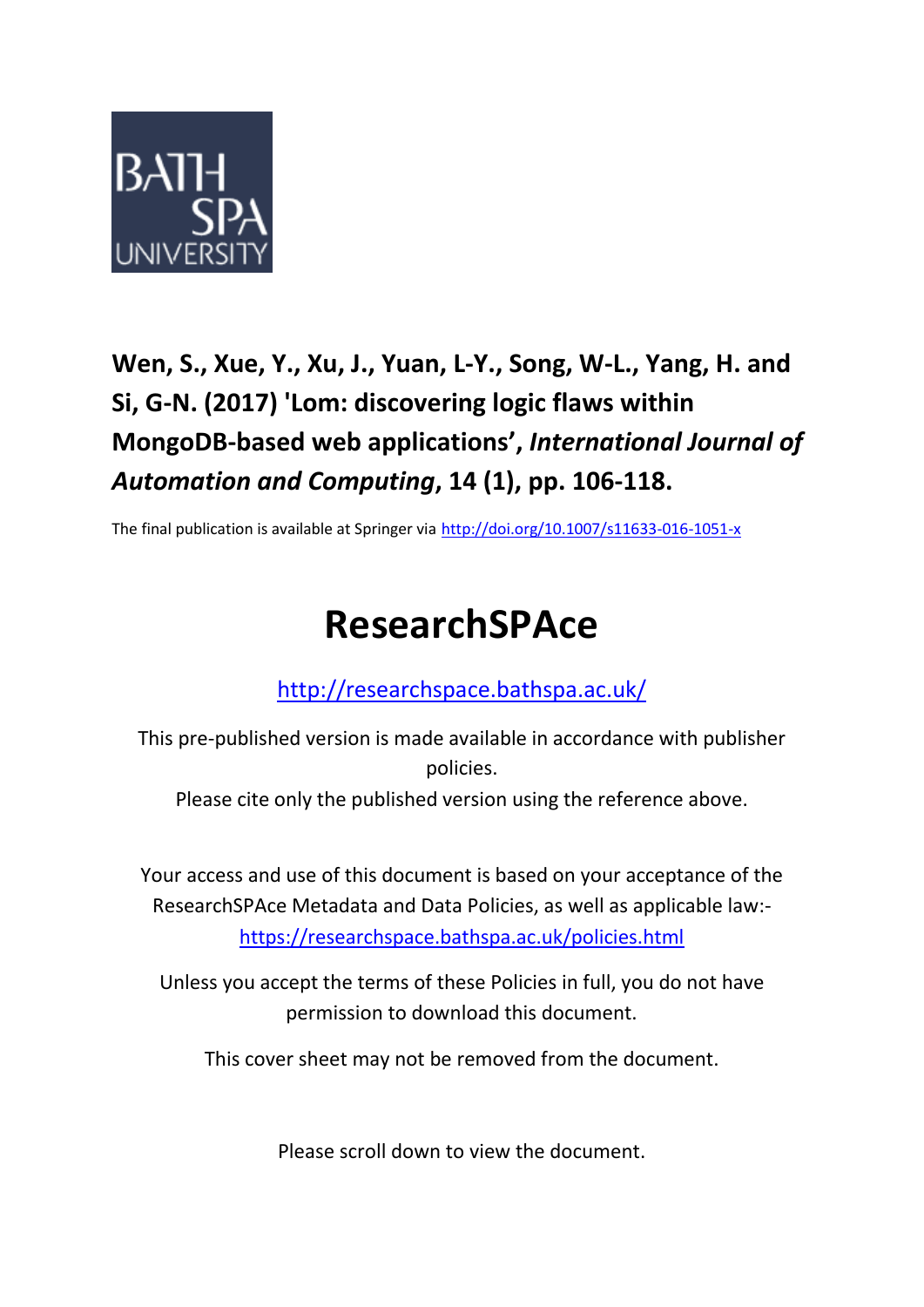**Wen, S., Xue, Y., Xu, J., Yuan, L-Y., Song, W-L., Yang, H. and Si, G-N. (2017) 'Lom: discovering logic flaws within MongoDB-based web applications', *International Journal of Automation and Computing*, 14 (1), pp. 106-118.**

The final publication is available at Springer via http://doi.org/10.1007/s11633-016-1051-x

# ResearchSPAce

http://researchspace.bathspa.ac.uk/

This pre-published version is made available in accordance with publisher policies.

Please cite only the published version using the reference above.

Your access and use of this document is based on your acceptance of the ResearchSPAce Metadata and Data Policies, as well as applicable law:- https://researchspace.bathspa.ac.uk/policies.html

Unless you accept the terms of these Policies in full, you do not have permission to download this document.

This cover sheet may not be removed from the document.

Please scroll down to view the document.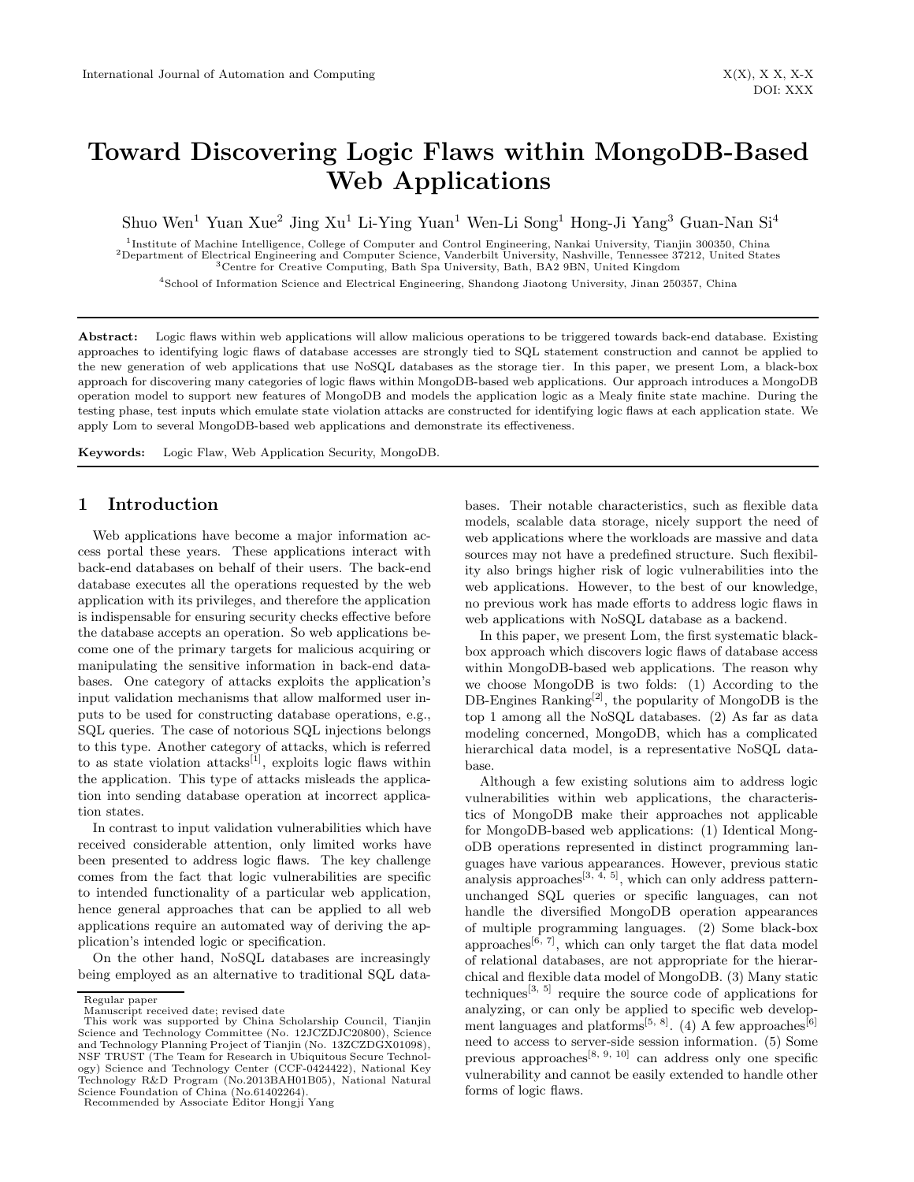# Toward Discovering Logic Flaws within MongoDB-Based Web Applications

Shuo Wen[1] Yuan Xue[2] Jing Xu[1] Li-Ying Yuan[1] Wen-Li Song[1] Hong-Ji Yang[3] Guan-Nan Si[4]

[1]Institute of Machine Intelligence, College of Computer and Control Engineering, Nankai University, Tianjin 300350, China
[2]Department of Electrical Engineering and Computer Science, Vanderbilt University, Nashville, Tennessee 37212, United States
[3]Centre for Creative Computing, Bath Spa University, Bath, BA2 9BN, United Kingdom
[4]School of Information Science and Electrical Engineering, Shandong Jiaotong University, Jinan 250357, China

**Abstract:** Logic flaws within web applications will allow malicious operations to be triggered towards back-end database. Existing approaches to identifying logic flaws of database accesses are strongly tied to SQL statement construction and cannot be applied to the new generation of web applications that use NoSQL databases as the storage tier. In this paper, we present Lom, a black-box approach for discovering many categories of logic flaws within MongoDB-based web applications. Our approach introduces a MongoDB operation model to support new features of MongoDB and models the application logic as a Mealy finite state machine. During the testing phase, test inputs which emulate state violation attacks are constructed for identifying logic flaws at each application state. We apply Lom to several MongoDB-based web applications and demonstrate its effectiveness.

**Keywords:** Logic Flaw, Web Application Security, MongoDB.

## 1 Introduction

Web applications have become a major information access portal these years. These applications interact with back-end databases on behalf of their users. The back-end database executes all the operations requested by the web application with its privileges, and therefore the application is indispensable for ensuring security checks effective before the database accepts an operation. So web applications become one of the primary targets for malicious acquiring or manipulating the sensitive information in back-end databases. One category of attacks exploits the application's input validation mechanisms that allow malformed user inputs to be used for constructing database operations, e.g., SQL queries. The case of notorious SQL injections belongs to this type. Another category of attacks, which is referred to as state violation attacks[1], exploits logic flaws within the application. This type of attacks misleads the application into sending database operation at incorrect application states.

In contrast to input validation vulnerabilities which have received considerable attention, only limited works have been presented to address logic flaws. The key challenge comes from the fact that logic vulnerabilities are specific to intended functionality of a particular web application, hence general approaches that can be applied to all web applications require an automated way of deriving the application's intended logic or specification.

On the other hand, NoSQL databases are increasingly being employed as an alternative to traditional SQL databases. Their notable characteristics, such as flexible data models, scalable data storage, nicely support the need of web applications where the workloads are massive and data sources may not have a predefined structure. Such flexibility also brings higher risk of logic vulnerabilities into the web applications. However, to the best of our knowledge, no previous work has made efforts to address logic flaws in web applications with NoSQL database as a backend.

In this paper, we present Lom, the first systematic black-box approach which discovers logic flaws of database access within MongoDB-based web applications. The reason why we choose MongoDB is two folds: (1) According to the DB-Engines Ranking[2], the popularity of MongoDB is the top 1 among all the NoSQL databases. (2) As far as data modeling concerned, MongoDB, which has a complicated hierarchical data model, is a representative NoSQL database.

Although a few existing solutions aim to address logic vulnerabilities within web applications, the characteristics of MongoDB make their approaches not applicable for MongoDB-based web applications: (1) Identical MongoDB operations represented in distinct programming languages have various appearances. However, previous static analysis approaches[3, 4, 5], which can only address pattern-unchanged SQL queries or specific languages, can not handle the diversified MongoDB operation appearances of multiple programming languages. (2) Some black-box approaches[6, 7], which can only target the flat data model of relational databases, are not appropriate for the hierarchical and flexible data model of MongoDB. (3) Many static techniques[3, 5] require the source code of applications for analyzing, or can only be applied to specific web development languages and platforms[5, 8]. (4) A few approaches[6] need to access to server-side session information. (5) Some previous approaches[8, 9, 10] can address only one specific vulnerability and cannot be easily extended to handle other forms of logic flaws.

Regular paper
Manuscript received date; revised date
This work was supported by China Scholarship Council, Tianjin Science and Technology Committee (No. 12JCZDJC20800), Science and Technology Planning Project of Tianjin (No. 13ZCZDGX01098), NSF TRUST (The Team for Research in Ubiquitous Secure Technology) Science and Technology Center (CCF-0424422), National Key Technology R&D Program (No.2013BAH01B05), National Natural Science Foundation of China (No.61402264).
Recommended by Associate Editor Hongji Yang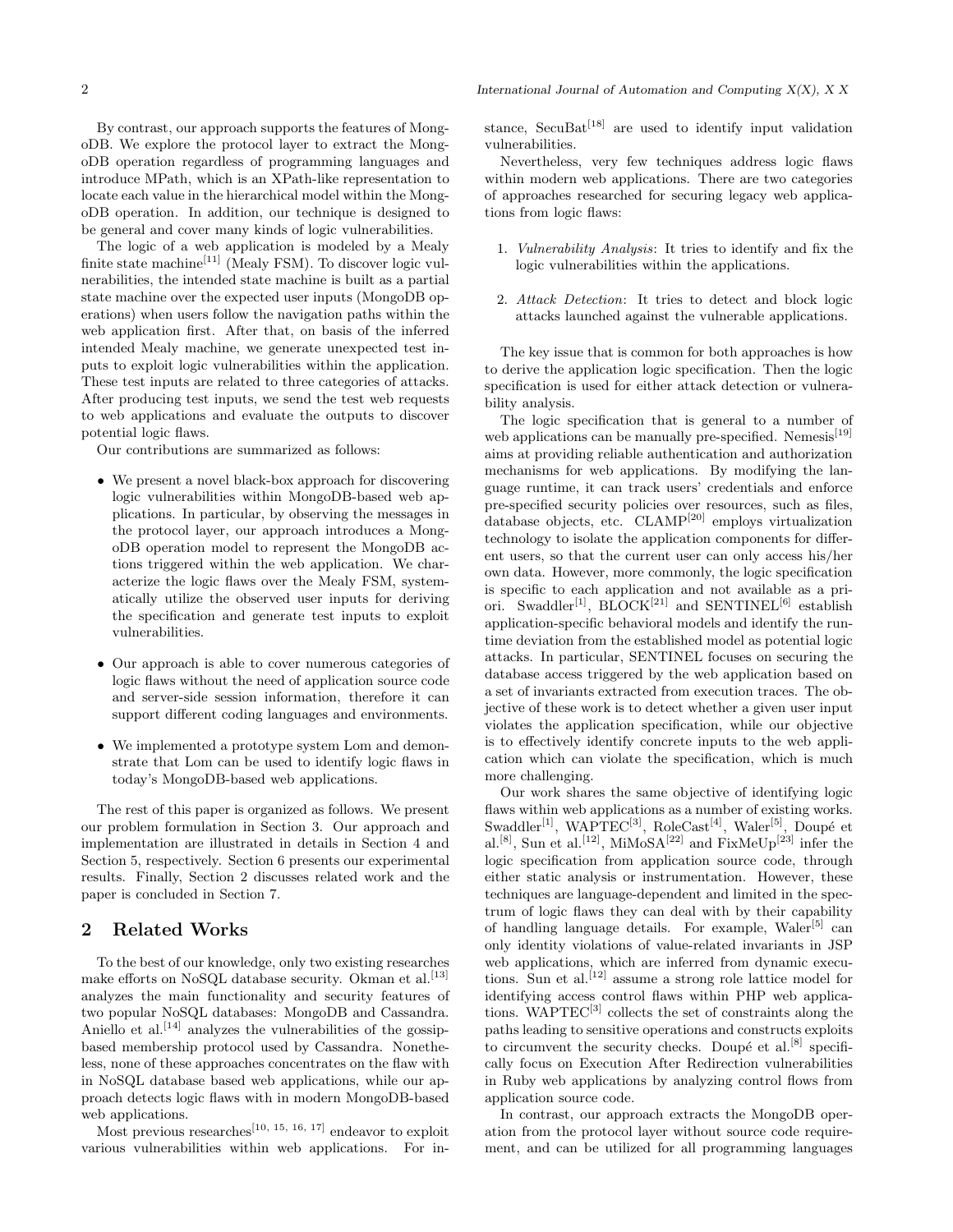By contrast, our approach supports the features of MongoDB. We explore the protocol layer to extract the MongoDB operation regardless of programming languages and introduce MPath, which is an XPath-like representation to locate each value in the hierarchical model within the MongoDB operation. In addition, our technique is designed to be general and cover many kinds of logic vulnerabilities.

The logic of a web application is modeled by a Mealy finite state machine[11] (Mealy FSM). To discover logic vulnerabilities, the intended state machine is built as a partial state machine over the expected user inputs (MongoDB operations) when users follow the navigation paths within the web application first. After that, on basis of the inferred intended Mealy machine, we generate unexpected test inputs to exploit logic vulnerabilities within the application. These test inputs are related to three categories of attacks. After producing test inputs, we send the test web requests to web applications and evaluate the outputs to discover potential logic flaws.

Our contributions are summarized as follows:

- We present a novel black-box approach for discovering logic vulnerabilities within MongoDB-based web applications. In particular, by observing the messages in the protocol layer, our approach introduces a MongoDB operation model to represent the MongoDB actions triggered within the web application. We characterize the logic flaws over the Mealy FSM, systematically utilize the observed user inputs for deriving the specification and generate test inputs to exploit vulnerabilities.
- Our approach is able to cover numerous categories of logic flaws without the need of application source code and server-side session information, therefore it can support different coding languages and environments.
- We implemented a prototype system Lom and demonstrate that Lom can be used to identify logic flaws in today's MongoDB-based web applications.

The rest of this paper is organized as follows. We present our problem formulation in Section 3. Our approach and implementation are illustrated in details in Section 4 and Section 5, respectively. Section 6 presents our experimental results. Finally, Section 2 discusses related work and the paper is concluded in Section 7.

## 2 Related Works

To the best of our knowledge, only two existing researches make efforts on NoSQL database security. Okman et al.[13] analyzes the main functionality and security features of two popular NoSQL databases: MongoDB and Cassandra. Aniello et al.[14] analyzes the vulnerabilities of the gossip-based membership protocol used by Cassandra. Nonetheless, none of these approaches concentrates on the flaw with in NoSQL database based web applications, while our approach detects logic flaws with in modern MongoDB-based web applications.

Most previous researches[10, 15, 16, 17] endeavor to exploit various vulnerabilities within web applications. For instance, SecuBat[18] are used to identify input validation vulnerabilities.

Nevertheless, very few techniques address logic flaws within modern web applications. There are two categories of approaches researched for securing legacy web applications from logic flaws:

1. *Vulnerability Analysis*: It tries to identify and fix the logic vulnerabilities within the applications.
2. *Attack Detection*: It tries to detect and block logic attacks launched against the vulnerable applications.

The key issue that is common for both approaches is how to derive the application logic specification. Then the logic specification is used for either attack detection or vulnerability analysis.

The logic specification that is general to a number of web applications can be manually pre-specified. Nemesis[19] aims at providing reliable authentication and authorization mechanisms for web applications. By modifying the language runtime, it can track users' credentials and enforce pre-specified security policies over resources, such as files, database objects, etc. CLAMP[20] employs virtualization technology to isolate the application components for different users, so that the current user can only access his/her own data. However, more commonly, the logic specification is specific to each application and not available as a priori. Swaddler[1], BLOCK[21] and SENTINEL[6] establish application-specific behavioral models and identify the runtime deviation from the established model as potential logic attacks. In particular, SENTINEL focuses on securing the database access triggered by the web application based on a set of invariants extracted from execution traces. The objective of these work is to detect whether a given user input violates the application specification, while our objective is to effectively identify concrete inputs to the web application which can violate the specification, which is much more challenging.

Our work shares the same objective of identifying logic flaws within web applications as a number of existing works. Swaddler[1], WAPTEC[3], RoleCast[4], Waler[5], Doupé et al.[8], Sun et al.[12], MiMoSA[22] and FixMeUp[23] infer the logic specification from application source code, through either static analysis or instrumentation. However, these techniques are language-dependent and limited in the spectrum of logic flaws they can deal with by their capability of handling language details. For example, Waler[5] can only identity violations of value-related invariants in JSP web applications, which are inferred from dynamic executions. Sun et al.[12] assume a strong role lattice model for identifying access control flaws within PHP web applications. WAPTEC[3] collects the set of constraints along the paths leading to sensitive operations and constructs exploits to circumvent the security checks. Doupé et al.[8] specifically focus on Execution After Redirection vulnerabilities in Ruby web applications by analyzing control flows from application source code.

In contrast, our approach extracts the MongoDB operation from the protocol layer without source code requirement, and can be utilized for all programming languages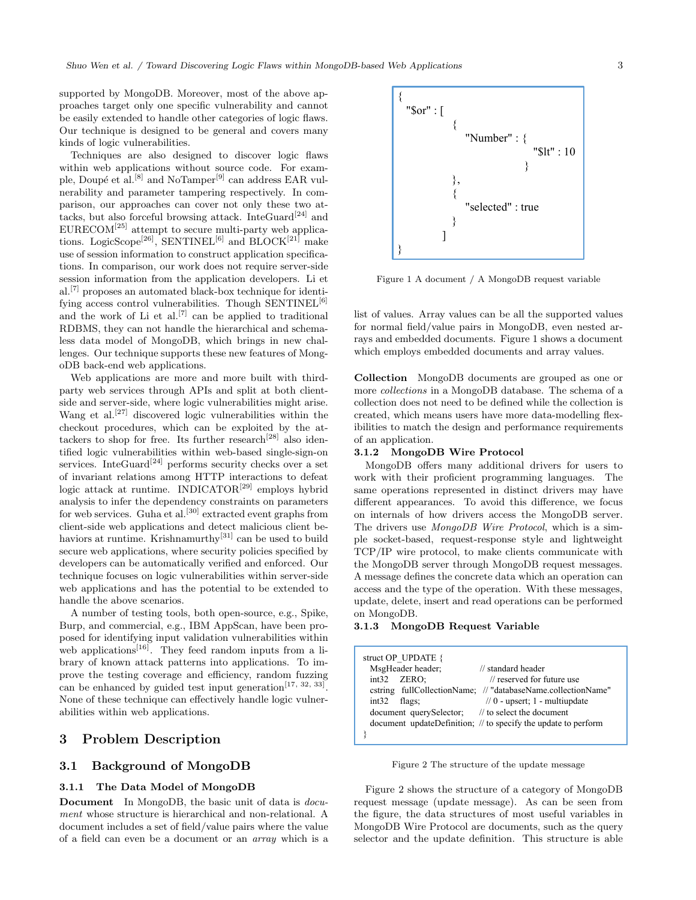supported by MongoDB. Moreover, most of the above approaches target only one specific vulnerability and cannot be easily extended to handle other categories of logic flaws. Our technique is designed to be general and covers many kinds of logic vulnerabilities.

Techniques are also designed to discover logic flaws within web applications without source code. For example, Doupé et al.[8] and NoTamper[9] can address EAR vulnerability and parameter tampering respectively. In comparison, our approaches can cover not only these two attacks, but also forceful browsing attack. InteGuard[24] and EURECOM[25] attempt to secure multi-party web applications. LogicScope[26], SENTINEL[6] and BLOCK[21] make use of session information to construct application specifications. In comparison, our work does not require server-side session information from the application developers. Li et al.[7] proposes an automated black-box technique for identifying access control vulnerabilities. Though SENTINEL[6] and the work of Li et al.[7] can be applied to traditional RDBMS, they can not handle the hierarchical and schemaless data model of MongoDB, which brings in new challenges. Our technique supports these new features of MongoDB back-end web applications.

Web applications are more and more built with third-party web services through APIs and split at both client-side and server-side, where logic vulnerabilities might arise. Wang et al.[27] discovered logic vulnerabilities within the checkout procedures, which can be exploited by the attackers to shop for free. Its further research[28] also identified logic vulnerabilities within web-based single-sign-on services. InteGuard[24] performs security checks over a set of invariant relations among HTTP interactions to defeat logic attack at runtime. INDICATOR[29] employs hybrid analysis to infer the dependency constraints on parameters for web services. Guha et al.[30] extracted event graphs from client-side web applications and detect malicious client behaviors at runtime. Krishnamurthy[31] can be used to build secure web applications, where security policies specified by developers can be automatically verified and enforced. Our technique focuses on logic vulnerabilities within server-side web applications and has the potential to be extended to handle the above scenarios.

A number of testing tools, both open-source, e.g., Spike, Burp, and commercial, e.g., IBM AppScan, have been proposed for identifying input validation vulnerabilities within web applications[16]. They feed random inputs from a library of known attack patterns into applications. To improve the testing coverage and efficiency, random fuzzing can be enhanced by guided test input generation[17, 32, 33]. None of these technique can effectively handle logic vulnerabilities within web applications.

# 3 Problem Description

## 3.1 Background of MongoDB

### 3.1.1 The Data Model of MongoDB

**Document** In MongoDB, the basic unit of data is *document* whose structure is hierarchical and non-relational. A document includes a set of field/value pairs where the value of a field can even be a document or an *array* which is a list of values. Array values can be all the supported values for normal field/value pairs in MongoDB, even nested arrays and embedded documents. Figure 1 shows a document which employs embedded documents and array values.

```
{
  "$or" : [
      {
        "Number" : {
                  "$lt" : 10
        }
      },
      {
        "selected" : true
      }
  ]
}
```

Figure 1 A document / A MongoDB request variable

**Collection** MongoDB documents are grouped as one or more *collections* in a MongoDB database. The schema of a collection does not need to be defined while the collection is created, which means users have more data-modelling flexibilities to match the design and performance requirements of an application.

### 3.1.2 MongoDB Wire Protocol

MongoDB offers many additional drivers for users to work with their proficient programming languages. The same operations represented in distinct drivers may have different appearances. To avoid this difference, we focus on internals of how drivers access the MongoDB server. The drivers use *MongoDB Wire Protocol*, which is a simple socket-based, request-response style and lightweight TCP/IP wire protocol, to make clients communicate with the MongoDB server through MongoDB request messages. A message defines the concrete data which an operation can access and the type of the operation. With these messages, update, delete, insert and read operations can be performed on MongoDB.

### 3.1.3 MongoDB Request Variable

```
struct OP_UPDATE {
  MsgHeader header;              // standard header
  int32    ZERO;                 // reserved for future use
  cstring  fullCollectionName;   // "databaseName.collectionName"
  int32    flags;                // 0 - upsert; 1 - multiupdate
  document querySelector;        // to select the document
  document updateDefinition;     // to specify the update to perform
}
```

Figure 2 The structure of the update message

Figure 2 shows the structure of a category of MongoDB request message (update message). As can be seen from the figure, the data structures of most useful variables in MongoDB Wire Protocol are documents, such as the query selector and the update definition. This structure is able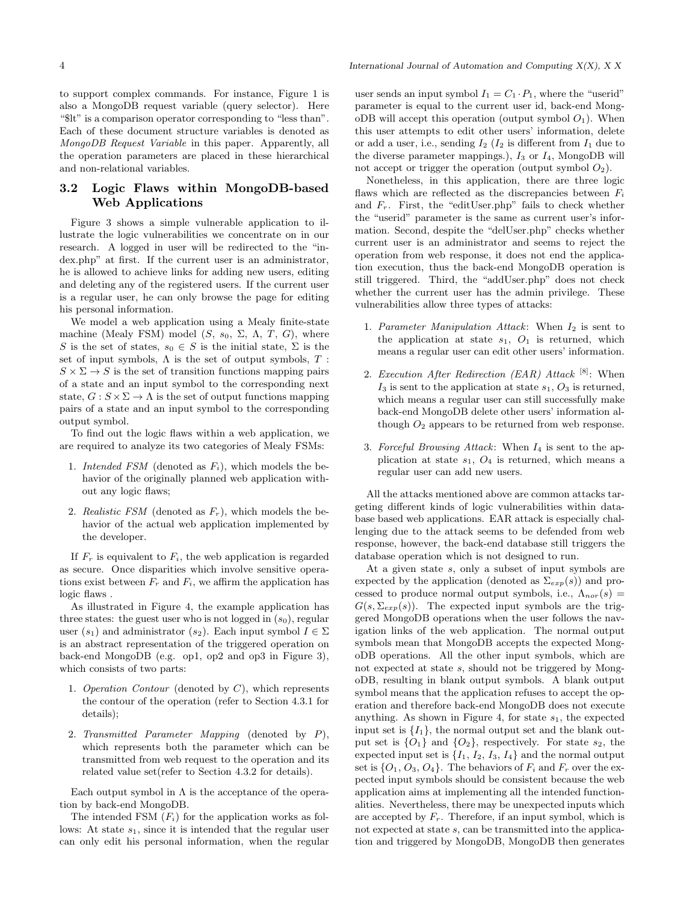to support complex commands. For instance, Figure 1 is also a MongoDB request variable (query selector). Here "$lt" is a comparison operator corresponding to "less than". Each of these document structure variables is denoted as *MongoDB Request Variable* in this paper. Apparently, all the operation parameters are placed in these hierarchical and non-relational variables.

### 3.2 Logic Flaws within MongoDB-based Web Applications

Figure 3 shows a simple vulnerable application to illustrate the logic vulnerabilities we concentrate on in our research. A logged in user will be redirected to the "index.php" at first. If the current user is an administrator, he is allowed to achieve links for adding new users, editing and deleting any of the registered users. If the current user is a regular user, he can only browse the page for editing his personal information.

We model a web application using a Mealy finite-state machine (Mealy FSM) model ($S$, $s_0$, $\Sigma$, $\Lambda$, $T$, $G$), where $S$ is the set of states, $s_0 \in S$ is the initial state, $\Sigma$ is the set of input symbols, $\Lambda$ is the set of output symbols, $T : S \times \Sigma \rightarrow S$ is the set of transition functions mapping pairs of a state and an input symbol to the corresponding next state, $G : S \times \Sigma \rightarrow \Lambda$ is the set of output functions mapping pairs of a state and an input symbol to the corresponding output symbol.

To find out the logic flaws within a web application, we are required to analyze its two categories of Mealy FSMs:

1. *Intended FSM* (denoted as $F_i$), which models the behavior of the originally planned web application without any logic flaws;
2. *Realistic FSM* (denoted as $F_r$), which models the behavior of the actual web application implemented by the developer.

If $F_r$ is equivalent to $F_i$, the web application is regarded as secure. Once disparities which involve sensitive operations exist between $F_r$ and $F_i$, we affirm the application has logic flaws .

As illustrated in Figure 4, the example application has three states: the guest user who is not logged in ($s_0$), regular user ($s_1$) and administrator ($s_2$). Each input symbol $I \in \Sigma$ is an abstract representation of the triggered operation on back-end MongoDB (e.g. op1, op2 and op3 in Figure 3), which consists of two parts:

1. *Operation Contour* (denoted by $C$), which represents the contour of the operation (refer to Section 4.3.1 for details);
2. *Transmitted Parameter Mapping* (denoted by $P$), which represents both the parameter which can be transmitted from web request to the operation and its related value set(refer to Section 4.3.2 for details).

Each output symbol in $\Lambda$ is the acceptance of the operation by back-end MongoDB.

The intended FSM ($F_i$) for the application works as follows: At state $s_1$, since it is intended that the regular user can only edit his personal information, when the regular user sends an input symbol $I_1 = C_1 \cdot P_1$, where the "userid" parameter is equal to the current user id, back-end MongoDB will accept this operation (output symbol $O_1$). When this user attempts to edit other users' information, delete or add a user, i.e., sending $I_2$ ($I_2$ is different from $I_1$ due to the diverse parameter mappings.), $I_3$ or $I_4$, MongoDB will not accept or trigger the operation (output symbol $O_2$).

Nonetheless, in this application, there are three logic flaws which are reflected as the discrepancies between $F_i$ and $F_r$. First, the "editUser.php" fails to check whether the "userid" parameter is the same as current user's information. Second, despite the "delUser.php" checks whether current user is an administrator and seems to reject the operation from web response, it does not end the application execution, thus the back-end MongoDB operation is still triggered. Third, the "addUser.php" does not check whether the current user has the admin privilege. These vulnerabilities allow three types of attacks:

1. *Parameter Manipulation Attack*: When $I_2$ is sent to the application at state $s_1$, $O_1$ is returned, which means a regular user can edit other users' information.
2. *Execution After Redirection (EAR) Attack* [8]: When $I_3$ is sent to the application at state $s_1$, $O_3$ is returned, which means a regular user can still successfully make back-end MongoDB delete other users' information although $O_2$ appears to be returned from web response.
3. *Forceful Browsing Attack*: When $I_4$ is sent to the application at state $s_1$, $O_4$ is returned, which means a regular user can add new users.

All the attacks mentioned above are common attacks targeting different kinds of logic vulnerabilities within database based web applications. EAR attack is especially challenging due to the attack seems to be defended from web response, however, the back-end database still triggers the database operation which is not designed to run.

At a given state $s$, only a subset of input symbols are expected by the application (denoted as $\Sigma_{exp}(s)$) and processed to produce normal output symbols, i.e., $\Lambda_{nor}(s) = G(s, \Sigma_{exp}(s))$. The expected input symbols are the triggered MongoDB operations when the user follows the navigation links of the web application. The normal output symbols mean that MongoDB accepts the expected MongoDB operations. All the other input symbols, which are not expected at state $s$, should not be triggered by MongoDB, resulting in blank output symbols. A blank output symbol means that the application refuses to accept the operation and therefore back-end MongoDB does not execute anything. As shown in Figure 4, for state $s_1$, the expected input set is $\{I_1\}$, the normal output set and the blank output set is $\{O_1\}$ and $\{O_2\}$, respectively. For state $s_2$, the expected input set is $\{I_1, I_2, I_3, I_4\}$ and the normal output set is $\{O_1, O_3, O_4\}$. The behaviors of $F_i$ and $F_r$ over the expected input symbols should be consistent because the web application aims at implementing all the intended functionalities. Nevertheless, there may be unexpected inputs which are accepted by $F_r$. Therefore, if an input symbol, which is not expected at state $s$, can be transmitted into the application and triggered by MongoDB, MongoDB then generates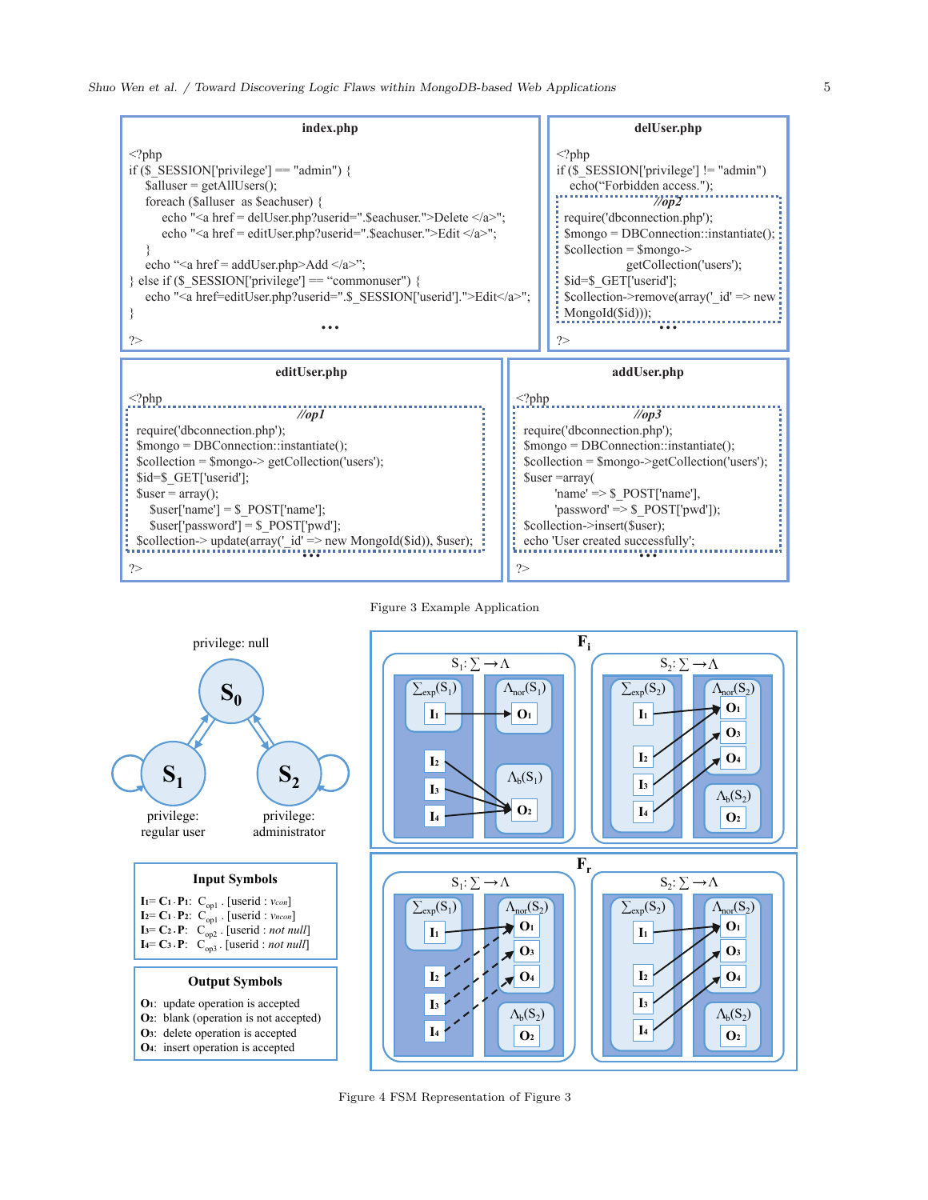**index.php**

```
<?php
if ($_SESSION['privilege'] == "admin") {
    $alluser = getAllUsers();
    foreach ($alluser  as $eachuser) {
        echo "<a href = delUser.php?userid=".$eachuser.">Delete </a>";
        echo "<a href = editUser.php?userid=".$eachuser.">Edit </a>";
    }
    echo "<a href = addUser.php>Add </a>";
} else if ($_SESSION['privilege'] == "commonuser") {
    echo "<a href=editUser.php?userid=".$_SESSION['userid'].">Edit</a>";
}
                              ...
?>
```

**delUser.php**

```
<?php
if ($_SESSION['privilege'] != "admin")
    echo("Forbidden access.");
                    //op2
require('dbconnection.php');
$mongo = DBConnection::instantiate();
$collection = $mongo->
            getCollection('users');
$id=$_GET['userid'];
$collection->remove(array('_id' => new
MongoId($id)));
                    ...
?>
```

**editUser.php**

```
<?php
                    //op1
require('dbconnection.php');
$mongo = DBConnection::instantiate();
$collection = $mongo-> getCollection('users');
$id=$_GET['userid'];
$user = array();
    $user['name'] = $_POST['name'];
    $user['password'] = $_POST['pwd'];
$collection-> update(array('_id' => new MongoId($id)), $user);
                    ...
?>
```

**addUser.php**

```
<?php
                    //op3
require('dbconnection.php');
$mongo = DBConnection::instantiate();
$collection = $mongo->getCollection('users');
$user =array(
        'name' => $_POST['name'],
        'password' => $_POST['pwd']);
$collection->insert($user);
echo 'User created successfully';
                    ...
?>
```

Figure 3 Example Application

**Input Symbols**

$I_1 = C_1 \cdot P_1$: $C_{op1}$ . [userid : $v_{con}$]
$I_2 = C_1 \cdot P_2$: $C_{op1}$ . [userid : $v_{ncon}$]
$I_3 = C_2 \cdot P$: $C_{op2}$ . [userid : *not null*]
$I_4 = C_3 \cdot P$: $C_{op3}$ . [userid : *not null*]

**Output Symbols**

$O_1$: update operation is accepted
$O_2$: blank (operation is not accepted)
$O_3$: delete operation is accepted
$O_4$: insert operation is accepted

Figure 4 FSM Representation of Figure 3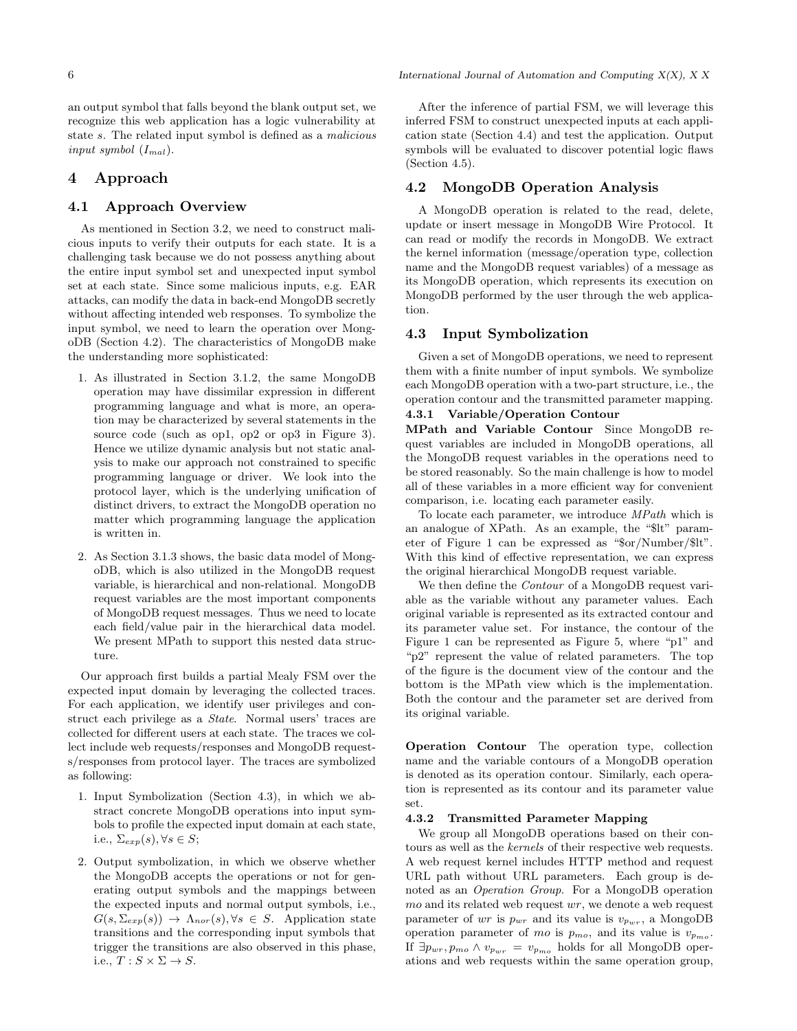an output symbol that falls beyond the blank output set, we recognize this web application has a logic vulnerability at state $s$. The related input symbol is defined as a *malicious input symbol* ($I_{mal}$).

# 4 Approach

## 4.1 Approach Overview

As mentioned in Section 3.2, we need to construct malicious inputs to verify their outputs for each state. It is a challenging task because we do not possess anything about the entire input symbol set and unexpected input symbol set at each state. Since some malicious inputs, e.g. EAR attacks, can modify the data in back-end MongoDB secretly without affecting intended web responses. To symbolize the input symbol, we need to learn the operation over MongoDB (Section 4.2). The characteristics of MongoDB make the understanding more sophisticated:

1. As illustrated in Section 3.1.2, the same MongoDB operation may have dissimilar expression in different programming language and what is more, an operation may be characterized by several statements in the source code (such as op1, op2 or op3 in Figure 3). Hence we utilize dynamic analysis but not static analysis to make our approach not constrained to specific programming language or driver. We look into the protocol layer, which is the underlying unification of distinct drivers, to extract the MongoDB operation no matter which programming language the application is written in.

2. As Section 3.1.3 shows, the basic data model of MongoDB, which is also utilized in the MongoDB request variable, is hierarchical and non-relational. MongoDB request variables are the most important components of MongoDB request messages. Thus we need to locate each field/value pair in the hierarchical data model. We present MPath to support this nested data structure.

Our approach first builds a partial Mealy FSM over the expected input domain by leveraging the collected traces. For each application, we identify user privileges and construct each privilege as a *State*. Normal users' traces are collected for different users at each state. The traces we collect include web requests/responses and MongoDB requests/responses from protocol layer. The traces are symbolized as following:

1. Input Symbolization (Section 4.3), in which we abstract concrete MongoDB operations into input symbols to profile the expected input domain at each state, i.e., $\Sigma_{exp}(s), \forall s \in S$;

2. Output symbolization, in which we observe whether the MongoDB accepts the operations or not for generating output symbols and the mappings between the expected inputs and normal output symbols, i.e., $G(s, \Sigma_{exp}(s)) \rightarrow \Lambda_{nor}(s), \forall s \in S$. Application state transitions and the corresponding input symbols that trigger the transitions are also observed in this phase, i.e., $T : S \times \Sigma \rightarrow S$.

After the inference of partial FSM, we will leverage this inferred FSM to construct unexpected inputs at each application state (Section 4.4) and test the application. Output symbols will be evaluated to discover potential logic flaws (Section 4.5).

## 4.2 MongoDB Operation Analysis

A MongoDB operation is related to the read, delete, update or insert message in MongoDB Wire Protocol. It can read or modify the records in MongoDB. We extract the kernel information (message/operation type, collection name and the MongoDB request variables) of a message as its MongoDB operation, which represents its execution on MongoDB performed by the user through the web application.

## 4.3 Input Symbolization

Given a set of MongoDB operations, we need to represent them with a finite number of input symbols. We symbolize each MongoDB operation with a two-part structure, i.e., the operation contour and the transmitted parameter mapping.

### 4.3.1 Variable/Operation Contour

**MPath and Variable Contour** Since MongoDB request variables are included in MongoDB operations, all the MongoDB request variables in the operations need to be stored reasonably. So the main challenge is how to model all of these variables in a more efficient way for convenient comparison, i.e. locating each parameter easily.

To locate each parameter, we introduce *MPath* which is an analogue of XPath. As an example, the "$lt" parameter of Figure 1 can be expressed as "$or/Number/$lt". With this kind of effective representation, we can express the original hierarchical MongoDB request variable.

We then define the *Contour* of a MongoDB request variable as the variable without any parameter values. Each original variable is represented as its extracted contour and its parameter value set. For instance, the contour of the Figure 1 can be represented as Figure 5, where "p1" and "p2" represent the value of related parameters. The top of the figure is the document view of the contour and the bottom is the MPath view which is the implementation. Both the contour and the parameter set are derived from its original variable.

**Operation Contour** The operation type, collection name and the variable contours of a MongoDB operation is denoted as its operation contour. Similarly, each operation is represented as its contour and its parameter value set.

### 4.3.2 Transmitted Parameter Mapping

We group all MongoDB operations based on their contours as well as the *kernels* of their respective web requests. A web request kernel includes HTTP method and request URL path without URL parameters. Each group is denoted as an *Operation Group*. For a MongoDB operation $mo$ and its related web request $wr$, we denote a web request parameter of $wr$ is $p_{wr}$ and its value is $v_{p_{wr}}$, a MongoDB operation parameter of $mo$ is $p_{mo}$, and its value is $v_{p_{mo}}$. If $\exists p_{wr}, p_{mo} \wedge v_{p_{wr}} = v_{p_{mo}}$ holds for all MongoDB operations and web requests within the same operation group,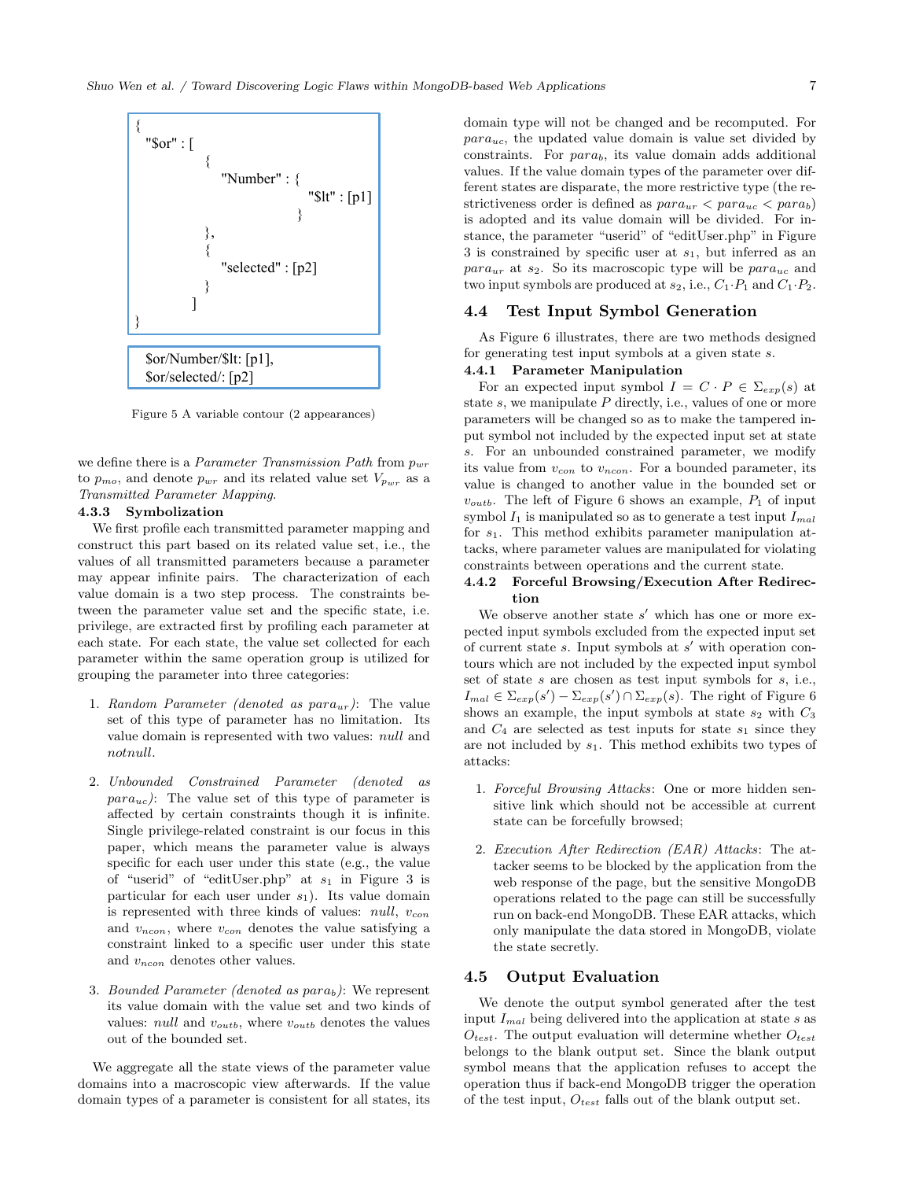```
{
  "$or" : [
            {
              "Number" : {
                           "$lt" : [p1]
                         }
            },
            {
              "selected" : [p2]
            }
          ]
}
```

```
$or/Number/$lt: [p1],
$or/selected/: [p2]
```

Figure 5 A variable contour (2 appearances)

we define there is a *Parameter Transmission Path* from $p_{wr}$ to $p_{mo}$, and denote $p_{wr}$ and its related value set $V_{p_{wr}}$ as a *Transmitted Parameter Mapping*.

#### 4.3.3 Symbolization

We first profile each transmitted parameter mapping and construct this part based on its related value set, i.e., the values of all transmitted parameters because a parameter may appear infinite pairs. The characterization of each value domain is a two step process. The constraints between the parameter value set and the specific state, i.e. privilege, are extracted first by profiling each parameter at each state. For each state, the value set collected for each parameter within the same operation group is utilized for grouping the parameter into three categories:

1. *Random Parameter (denoted as $para_{ur}$)*: The value set of this type of parameter has no limitation. Its value domain is represented with two values: *null* and *notnull*.

2. *Unbounded Constrained Parameter (denoted as $para_{uc}$)*: The value set of this type of parameter is affected by certain constraints though it is infinite. Single privilege-related constraint is our focus in this paper, which means the parameter value is always specific for each user under this state (e.g., the value of "userid" of "editUser.php" at $s_1$ in Figure 3 is particular for each user under $s_1$). Its value domain is represented with three kinds of values: *null*, $v_{con}$ and $v_{ncon}$, where $v_{con}$ denotes the value satisfying a constraint linked to a specific user under this state and $v_{ncon}$ denotes other values.

3. *Bounded Parameter (denoted as $para_b$)*: We represent its value domain with the value set and two kinds of values: *null* and $v_{outb}$, where $v_{outb}$ denotes the values out of the bounded set.

We aggregate all the state views of the parameter value domains into a macroscopic view afterwards. If the value domain types of a parameter is consistent for all states, its domain type will not be changed and be recomputed. For $para_{uc}$, the updated value domain is value set divided by constraints. For $para_b$, its value domain adds additional values. If the value domain types of the parameter over different states are disparate, the more restrictive type (the restrictiveness order is defined as $para_{ur} < para_{uc} < para_b$) is adopted and its value domain will be divided. For instance, the parameter "userid" of "editUser.php" in Figure 3 is constrained by specific user at $s_1$, but inferred as an $para_{ur}$ at $s_2$. So its macroscopic type will be $para_{uc}$ and two input symbols are produced at $s_2$, i.e., $C_1{\cdot}P_1$ and $C_1{\cdot}P_2$.

## 4.4 Test Input Symbol Generation

As Figure 6 illustrates, there are two methods designed for generating test input symbols at a given state $s$.

#### 4.4.1 Parameter Manipulation

For an expected input symbol $I = C \cdot P \in \Sigma_{exp}(s)$ at state $s$, we manipulate $P$ directly, i.e., values of one or more parameters will be changed so as to make the tampered input symbol not included by the expected input set at state $s$. For an unbounded constrained parameter, we modify its value from $v_{con}$ to $v_{ncon}$. For a bounded parameter, its value is changed to another value in the bounded set or $v_{outb}$. The left of Figure 6 shows an example, $P_1$ of input symbol $I_1$ is manipulated so as to generate a test input $I_{mal}$ for $s_1$. This method exhibits parameter manipulation attacks, where parameter values are manipulated for violating constraints between operations and the current state.

#### 4.4.2 Forceful Browsing/Execution After Redirection

We observe another state $s'$ which has one or more expected input symbols excluded from the expected input set of current state $s$. Input symbols at $s'$ with operation contours which are not included by the expected input symbol set of state $s$ are chosen as test input symbols for $s$, i.e., $I_{mal} \in \Sigma_{exp}(s') - \Sigma_{exp}(s') \cap \Sigma_{exp}(s)$. The right of Figure 6 shows an example, the input symbols at state $s_2$ with $C_3$ and $C_4$ are selected as test inputs for state $s_1$ since they are not included by $s_1$. This method exhibits two types of attacks:

1. *Forceful Browsing Attacks*: One or more hidden sensitive link which should not be accessible at current state can be forcefully browsed;

2. *Execution After Redirection (EAR) Attacks*: The attacker seems to be blocked by the application from the web response of the page, but the sensitive MongoDB operations related to the page can still be successfully run on back-end MongoDB. These EAR attacks, which only manipulate the data stored in MongoDB, violate the state secretly.

## 4.5 Output Evaluation

We denote the output symbol generated after the test input $I_{mal}$ being delivered into the application at state $s$ as $O_{test}$. The output evaluation will determine whether $O_{test}$ belongs to the blank output set. Since the blank output symbol means that the application refuses to accept the operation thus if back-end MongoDB trigger the operation of the test input, $O_{test}$ falls out of the blank output set.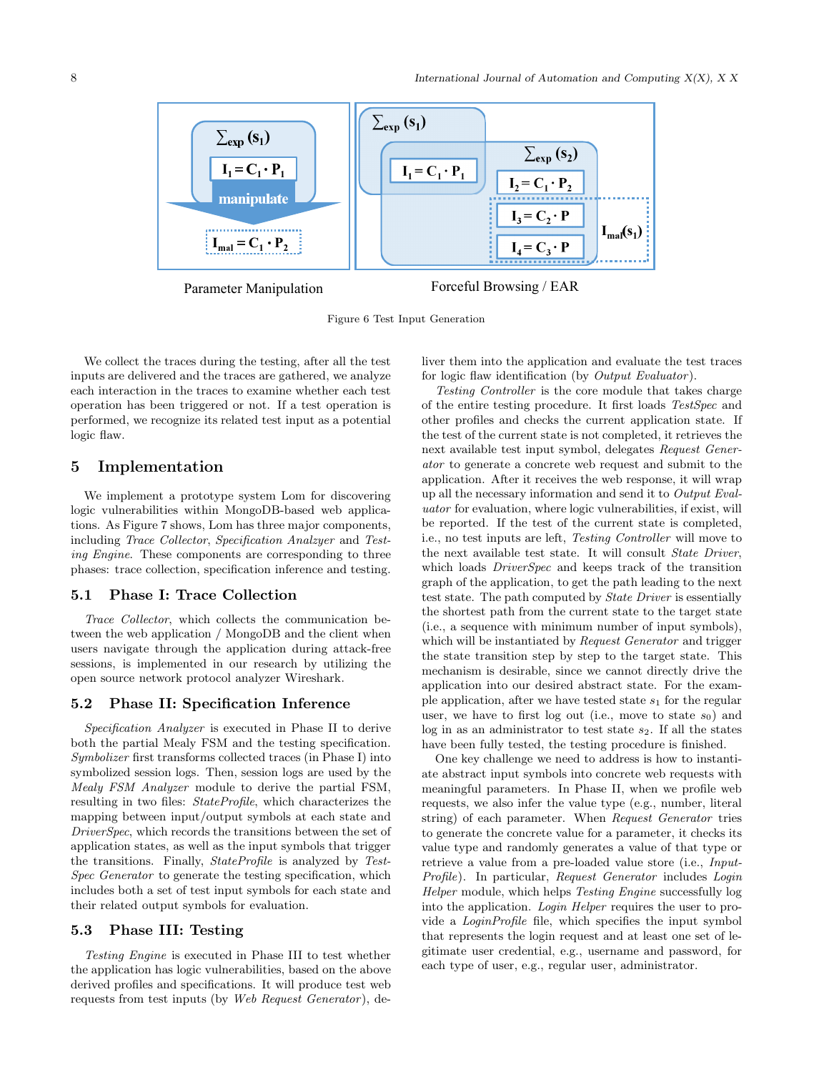Parameter Manipulation

Forceful Browsing / EAR

Figure 6 Test Input Generation

We collect the traces during the testing, after all the test inputs are delivered and the traces are gathered, we analyze each interaction in the traces to examine whether each test operation has been triggered or not. If a test operation is performed, we recognize its related test input as a potential logic flaw.

## 5 Implementation

We implement a prototype system Lom for discovering logic vulnerabilities within MongoDB-based web applications. As Figure 7 shows, Lom has three major components, including *Trace Collector*, *Specification Analzyer* and *Testing Engine*. These components are corresponding to three phases: trace collection, specification inference and testing.

### 5.1 Phase I: Trace Collection

*Trace Collector*, which collects the communication between the web application / MongoDB and the client when users navigate through the application during attack-free sessions, is implemented in our research by utilizing the open source network protocol analyzer Wireshark.

### 5.2 Phase II: Specification Inference

*Specification Analyzer* is executed in Phase II to derive both the partial Mealy FSM and the testing specification. *Symbolizer* first transforms collected traces (in Phase I) into symbolized session logs. Then, session logs are used by the *Mealy FSM Analyzer* module to derive the partial FSM, resulting in two files: *StateProfile*, which charactierizes the mapping between input/output symbols at each state and *DriverSpec*, which records the transitions between the set of application states, as well as the input symbols that trigger the transitions. Finally, *StateProfile* is analyzed by *TestSpec Generator* to generate the testing specification, which includes both a set of test input symbols for each state and their related output symbols for evaluation.

### 5.3 Phase III: Testing

*Testing Engine* is executed in Phase III to test whether the application has logic vulnerabilities, based on the above derived profiles and specifications. It will produce test web requests from test inputs (by *Web Request Generator*), deliver them into the application and evaluate the test traces for logic flaw identification (by *Output Evaluator*).

*Testing Controller* is the core module that takes charge of the entire testing procedure. It first loads *TestSpec* and other profiles and checks the current application state. If the test of the current state is not completed, it retrieves the next available test input symbol, delegates *Request Generator* to generate a concrete web request and submit to the application. After it receives the web response, it will wrap up all the necessary information and send it to *Output Evaluator* for evaluation, where logic vulnerabilities, if exist, will be reported. If the test of the current state is completed, i.e., no test inputs are left, *Testing Controller* will move to the next available test state. It will consult *State Driver*, which loads *DriverSpec* and keeps track of the transition graph of the application, to get the path leading to the next test state. The path computed by *State Driver* is essentially the shortest path from the current state to the target state (i.e., a sequence with minimum number of input symbols), which will be instantiated by *Request Generator* and trigger the state transition step by step to the target state. This mechanism is desirable, since we cannot directly drive the application into our desired abstract state. For the example application, after we have tested state $s_1$ for the regular user, we have to first log out (i.e., move to state $s_0$) and log in as an administrator to test state $s_2$. If all the states have been fully tested, the testing procedure is finished.

One key challenge we need to address is how to instantiate abstract input symbols into concrete web requests with meaningful parameters. In Phase II, when we profile web requests, we also infer the value type (e.g., number, literal string) of each parameter. When *Request Generator* tries to generate the concrete value for a parameter, it checks its value type and randomly generates a value of that type or retrieve a value from a pre-loaded value store (i.e., *InputProfile*). In particular, *Request Generator* includes *Login Helper* module, which helps *Testing Engine* successfully log into the application. *Login Helper* requires the user to provide a *LoginProfile* file, which specifies the input symbol that represents the login request and at least one set of legitimate user credential, e.g., username and password, for each type of user, e.g., regular user, administrator.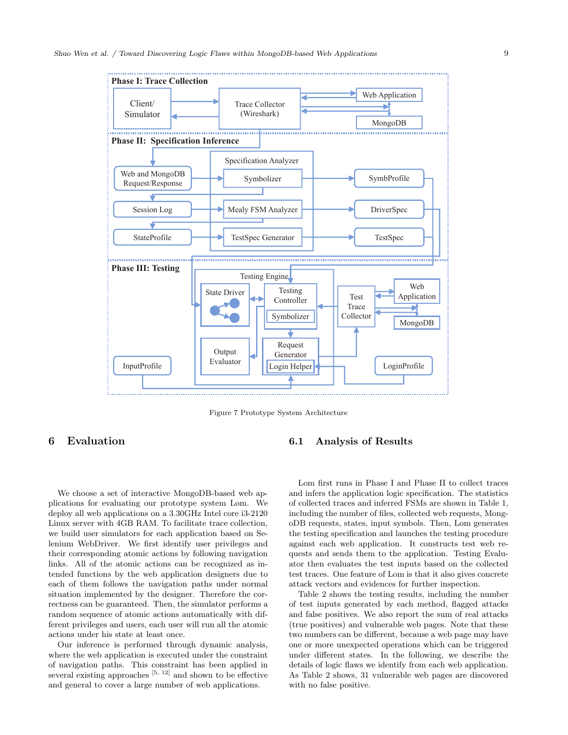Figure 7 Prototype System Architecture

## 6 Evaluation

We choose a set of interactive MongoDB-based web applications for evaluating our prototype system Lom. We deploy all web applications on a 3.30GHz Intel core i3-2120 Linux server with 4GB RAM. To facilitate trace collection, we build user simulators for each application based on Selenium WebDriver. We first identify user privileges and their corresponding atomic actions by following navigation links. All of the atomic actions can be recognized as intended functions by the web application designers due to each of them follows the navigation paths under normal situation implemented by the designer. Therefore the correctness can be guaranteed. Then, the simulator performs a random sequence of atomic actions automatically with different privileges and users, each user will run all the atomic actions under his state at least once.

Our inference is performed through dynamic analysis, where the web application is executed under the constraint of navigation paths. This constraint has been applied in several existing approaches [5, 12] and shown to be effective and general to cover a large number of web applications.

### 6.1 Analysis of Results

Lom first runs in Phase I and Phase II to collect traces and infers the application logic specification. The statistics of collected traces and inferred FSMs are shown in Table 1, including the number of files, collected web requests, MongoDB requests, states, input symbols. Then, Lom generates the testing specification and launches the testing procedure against each web application. It constructs test web requests and sends them to the application. Testing Evaluator then evaluates the test inputs based on the collected test traces. One feature of Lom is that it also gives concrete attack vectors and evidences for further inspection.

Table 2 shows the testing results, including the number of test inputs generated by each method, flagged attacks and false positives. We also report the sum of real attacks (true positives) and vulnerable web pages. Note that these two numbers can be different, because a web page may have one or more unexpected operations which can be triggered under different states. In the following, we describe the details of logic flaws we identify from each web application. As Table 2 shows, 31 vulnerable web pages are discovered with no false positive.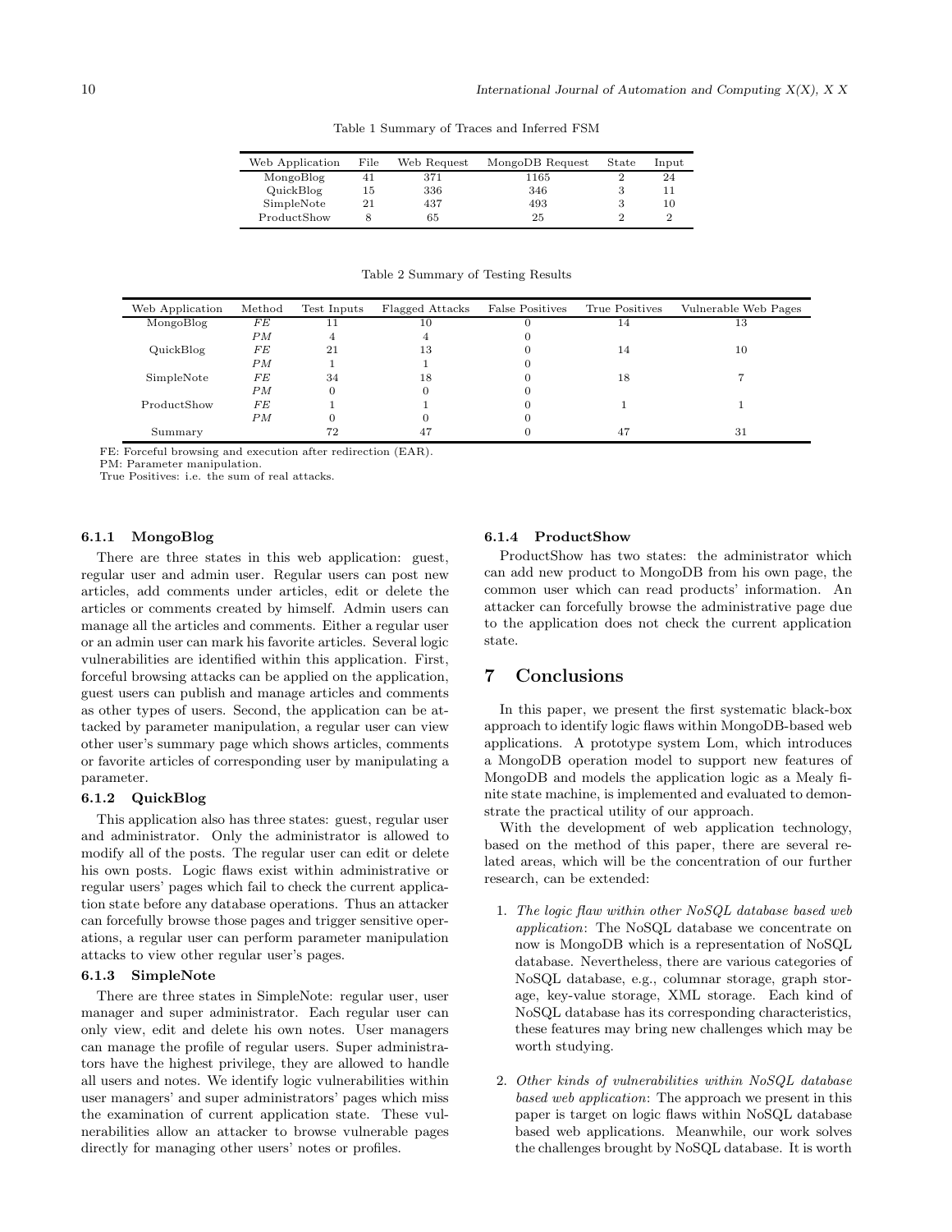Table 1 Summary of Traces and Inferred FSM

| Web Application | File | Web Request | MongoDB Request | State | Input |
|---|---|---|---|---|---|
| MongoBlog | 41 | 371 | 1165 | 2 | 24 |
| QuickBlog | 15 | 336 | 346 | 3 | 11 |
| SimpleNote | 21 | 437 | 493 | 3 | 10 |
| ProductShow | 8 | 65 | 25 | 2 | 2 |

Table 2 Summary of Testing Results

| Web Application | Method | Test Inputs | Flagged Attacks | False Positives | True Positives | Vulnerable Web Pages |
|---|---|---|---|---|---|---|
| MongoBlog | *FE* | 11 | 10 | 0 | 14 | 13 |
| | *PM* | 4 | 4 | 0 | | |
| QuickBlog | *FE* | 21 | 13 | 0 | 14 | 10 |
| | *PM* | 1 | 1 | 0 | | |
| SimpleNote | *FE* | 34 | 18 | 0 | 18 | 7 |
| | *PM* | 0 | 0 | 0 | | |
| ProductShow | *FE* | 1 | 1 | 0 | 1 | 1 |
| | *PM* | 0 | 0 | 0 | | |
| Summary | | 72 | 47 | 0 | 47 | 31 |

FE: Forceful browsing and execution after redirection (EAR).
PM: Parameter manipulation.
True Positives: i.e. the sum of real attacks.

#### 6.1.1 MongoBlog

There are three states in this web application: guest, regular user and admin user. Regular users can post new articles, add comments under articles, edit or delete the articles or comments created by himself. Admin users can manage all the articles and comments. Either a regular user or an admin user can mark his favorite articles. Several logic vulnerabilities are identified within this application. First, forceful browsing attacks can be applied on the application, guest users can publish and manage articles and comments as other types of users. Second, the application can be attacked by parameter manipulation, a regular user can view other user's summary page which shows articles, comments or favorite articles of corresponding user by manipulating a parameter.

#### 6.1.2 QuickBlog

This application also has three states: guest, regular user and administrator. Only the administrator is allowed to modify all of the posts. The regular user can edit or delete his own posts. Logic flaws exist within administrative or regular users' pages which fail to check the current application state before any database operations. Thus an attacker can forcefully browse those pages and trigger sensitive operations, a regular user can perform parameter manipulation attacks to view other regular user's pages.

#### 6.1.3 SimpleNote

There are three states in SimpleNote: regular user, user manager and super administrator. Each regular user can only view, edit and delete his own notes. User managers can manage the profile of regular users. Super administrators have the highest privilege, they are allowed to handle all users and notes. We identify logic vulnerabilities within user managers' and super administrators' pages which miss the examination of current application state. These vulnerabilities allow an attacker to browse vulnerable pages directly for managing other users' notes or profiles.

#### 6.1.4 ProductShow

ProductShow has two states: the administrator which can add new product to MongoDB from his own page, the common user which can read products' information. An attacker can forcefully browse the administrative page due to the application does not check the current application state.

## 7 Conclusions

In this paper, we present the first systematic black-box approach to identify logic flaws within MongoDB-based web applications. A prototype system Lom, which introduces a MongoDB operation model to support new features of MongoDB and models the application logic as a Mealy finite state machine, is implemented and evaluated to demonstrate the practical utility of our approach.

With the development of web application technology, based on the method of this paper, there are several related areas, which will be the concentration of our further research, can be extended:

1. *The logic flaw within other NoSQL database based web application*: The NoSQL database we concentrate on now is MongoDB which is a representation of NoSQL database. Nevertheless, there are various categories of NoSQL database, e.g., columnar storage, graph storage, key-value storage, XML storage. Each kind of NoSQL database has its corresponding characteristics, these features may bring new challenges which may be worth studying.

2. *Other kinds of vulnerabilities within NoSQL database based web application*: The approach we present in this paper is target on logic flaws within NoSQL database based web applications. Meanwhile, our work solves the challenges brought by NoSQL database. It is worth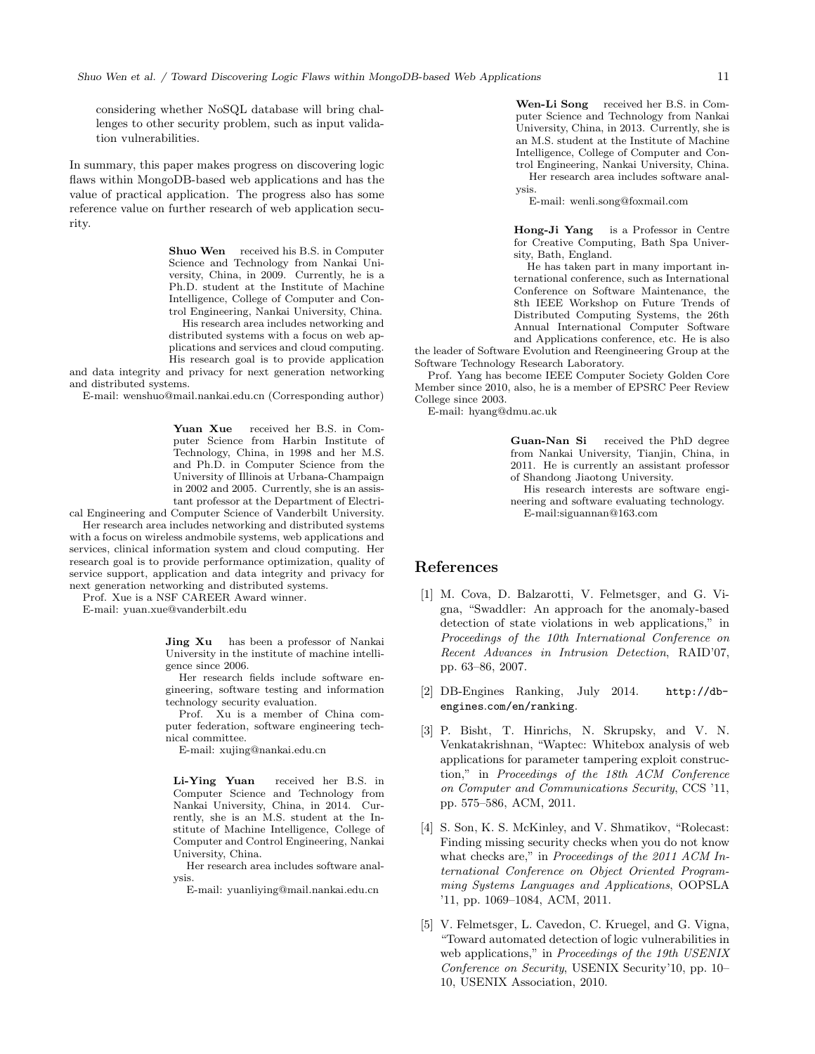considering whether NoSQL database will bring challenges to other security problem, such as input validation vulnerabilities.

In summary, this paper makes progress on discovering logic flaws within MongoDB-based web applications and has the value of practical application. The progress also has some reference value on further research of web application security.

**Shuo Wen** received his B.S. in Computer Science and Technology from Nankai University, China, in 2009. Currently, he is a Ph.D. student at the Institute of Machine Intelligence, College of Computer and Control Engineering, Nankai University, China.

His research area includes networking and distributed systems with a focus on web applications and services and cloud computing. His research goal is to provide application and data integrity and privacy for next generation networking and distributed systems.

E-mail: wenshuo@mail.nankai.edu.cn (Corresponding author)

**Yuan Xue** received her B.S. in Computer Science from Harbin Institute of Technology, China, in 1998 and her M.S. and Ph.D. in Computer Science from the University of Illinois at Urbana-Champaign in 2002 and 2005. Currently, she is an assistant professor at the Department of Electrical Engineering and Computer Science of Vanderbilt University.

Her research area includes networking and distributed systems with a focus on wireless andmobile systems, web applications and services, clinical information system and cloud computing. Her research goal is to provide performance optimization, quality of service support, application and data integrity and privacy for next generation networking and distributed systems.

Prof. Xue is a NSF CAREER Award winner.

E-mail: yuan.xue@vanderbilt.edu

**Jing Xu** has been a professor of Nankai University in the institute of machine intelligence since 2006.

Her research fields include software engineering, software testing and information technology security evaluation.

Prof. Xu is a member of China computer federation, software engineering technical committee.

E-mail: xujing@nankai.edu.cn

**Li-Ying Yuan** received her B.S. in Computer Science and Technology from Nankai University, China, in 2014. Currently, she is an M.S. student at the Institute of Machine Intelligence, College of Computer and Control Engineering, Nankai University, China.

Her research area includes software analysis.

E-mail: yuanliying@mail.nankai.edu.cn

**Wen-Li Song** received her B.S. in Computer Science and Technology from Nankai University, China, in 2013. Currently, she is an M.S. student at the Institute of Machine Intelligence, College of Computer and Control Engineering, Nankai University, China.

Her research area includes software analysis.

E-mail: wenli.song@foxmail.com

**Hong-Ji Yang** is a Professor in Centre for Creative Computing, Bath Spa University, Bath, England.

He has taken part in many important international conference, such as International Conference on Software Maintenance, the 8th IEEE Workshop on Future Trends of Distributed Computing Systems, the 26th Annual International Computer Software and Applications conference, etc. He is also the leader of Software Evolution and Reengineering Group at the Software Technology Research Laboratory.

Prof. Yang has become IEEE Computer Society Golden Core Member since 2010, also, he is a member of EPSRC Peer Review College since 2003.

E-mail: hyang@dmu.ac.uk

**Guan-Nan Si** received the PhD degree from Nankai University, Tianjin, China, in 2011. He is currently an assistant professor of Shandong Jiaotong University.

His research interests are software engineering and software evaluating technology.

E-mail:siguannan@163.com

# References

[1] M. Cova, D. Balzarotti, V. Felmetsger, and G. Vigna, "Swaddler: An approach for the anomaly-based detection of state violations in web applications," in *Proceedings of the 10th International Conference on Recent Advances in Intrusion Detection*, RAID'07, pp. 63–86, 2007.

[2] DB-Engines Ranking, July 2014. http://db-engines.com/en/ranking.

[3] P. Bisht, T. Hinrichs, N. Skrupsky, and V. N. Venkatakrishnan, "Waptec: Whitebox analysis of web applications for parameter tampering exploit construction," in *Proceedings of the 18th ACM Conference on Computer and Communications Security*, CCS '11, pp. 575–586, ACM, 2011.

[4] S. Son, K. S. McKinley, and V. Shmatikov, "Rolecast: Finding missing security checks when you do not know what checks are," in *Proceedings of the 2011 ACM International Conference on Object Oriented Programming Systems Languages and Applications*, OOPSLA '11, pp. 1069–1084, ACM, 2011.

[5] V. Felmetsger, L. Cavedon, C. Kruegel, and G. Vigna, "Toward automated detection of logic vulnerabilities in web applications," in *Proceedings of the 19th USENIX Conference on Security*, USENIX Security'10, pp. 10–10, USENIX Association, 2010.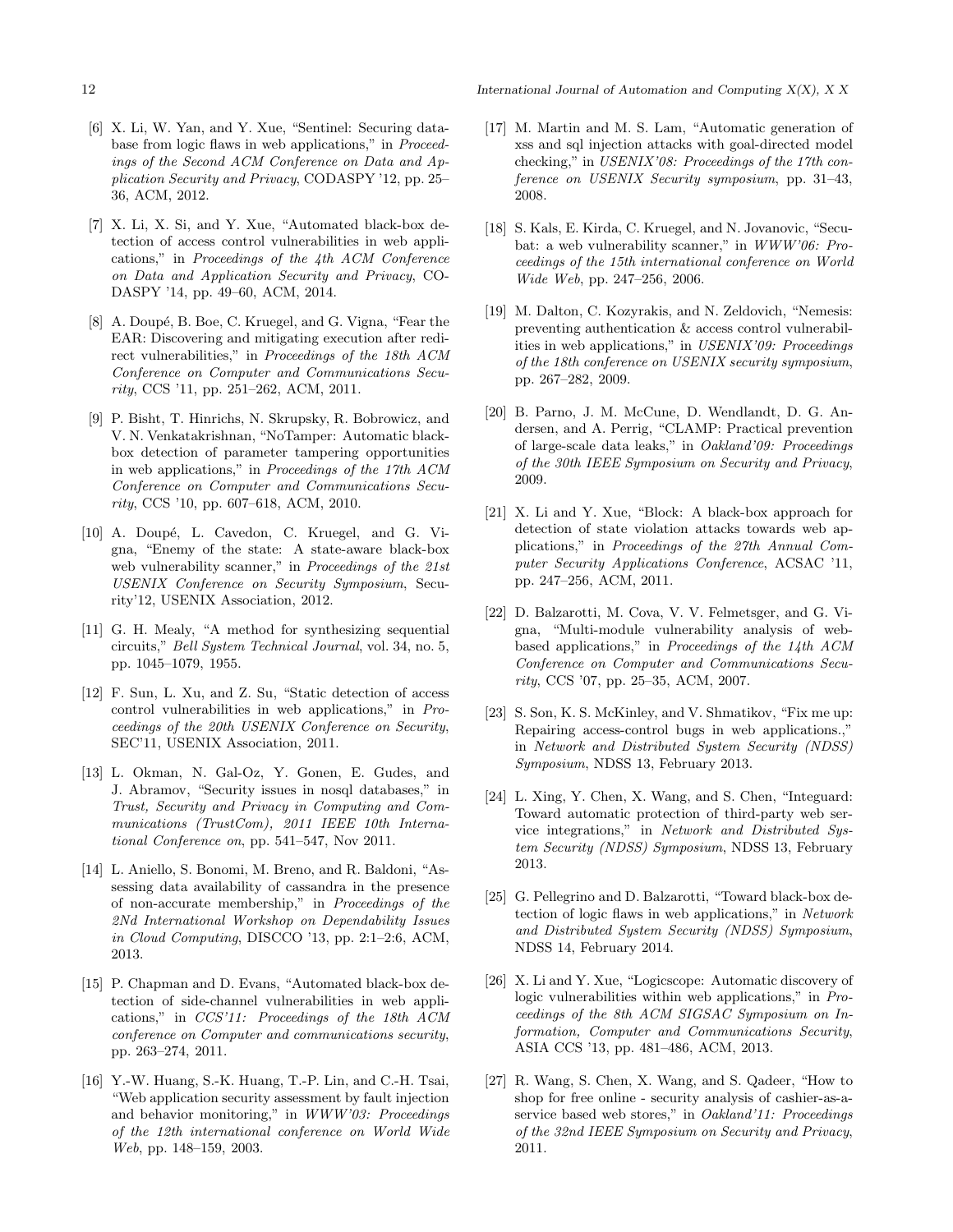[6] X. Li, W. Yan, and Y. Xue, "Sentinel: Securing database from logic flaws in web applications," in *Proceedings of the Second ACM Conference on Data and Application Security and Privacy*, CODASPY '12, pp. 25–36, ACM, 2012.

[7] X. Li, X. Si, and Y. Xue, "Automated black-box detection of access control vulnerabilities in web applications," in *Proceedings of the 4th ACM Conference on Data and Application Security and Privacy*, CODASPY '14, pp. 49–60, ACM, 2014.

[8] A. Doupé, B. Boe, C. Kruegel, and G. Vigna, "Fear the EAR: Discovering and mitigating execution after redirect vulnerabilities," in *Proceedings of the 18th ACM Conference on Computer and Communications Security*, CCS '11, pp. 251–262, ACM, 2011.

[9] P. Bisht, T. Hinrichs, N. Skrupsky, R. Bobrowicz, and V. N. Venkatakrishnan, "NoTamper: Automatic blackbox detection of parameter tampering opportunities in web applications," in *Proceedings of the 17th ACM Conference on Computer and Communications Security*, CCS '10, pp. 607–618, ACM, 2010.

[10] A. Doupé, L. Cavedon, C. Kruegel, and G. Vigna, "Enemy of the state: A state-aware black-box web vulnerability scanner," in *Proceedings of the 21st USENIX Conference on Security Symposium*, Security'12, USENIX Association, 2012.

[11] G. H. Mealy, "A method for synthesizing sequential circuits," *Bell System Technical Journal*, vol. 34, no. 5, pp. 1045–1079, 1955.

[12] F. Sun, L. Xu, and Z. Su, "Static detection of access control vulnerabilities in web applications," in *Proceedings of the 20th USENIX Conference on Security*, SEC'11, USENIX Association, 2011.

[13] L. Okman, N. Gal-Oz, Y. Gonen, E. Gudes, and J. Abramov, "Security issues in nosql databases," in *Trust, Security and Privacy in Computing and Communications (TrustCom), 2011 IEEE 10th International Conference on*, pp. 541–547, Nov 2011.

[14] L. Aniello, S. Bonomi, M. Breno, and R. Baldoni, "Assessing data availability of cassandra in the presence of non-accurate membership," in *Proceedings of the 2Nd International Workshop on Dependability Issues in Cloud Computing*, DISCCO '13, pp. 2:1–2:6, ACM, 2013.

[15] P. Chapman and D. Evans, "Automated black-box detection of side-channel vulnerabilities in web applications," in *CCS'11: Proceedings of the 18th ACM conference on Computer and communications security*, pp. 263–274, 2011.

[16] Y.-W. Huang, S.-K. Huang, T.-P. Lin, and C.-H. Tsai, "Web application security assessment by fault injection and behavior monitoring," in *WWW'03: Proceedings of the 12th international conference on World Wide Web*, pp. 148–159, 2003.

[17] M. Martin and M. S. Lam, "Automatic generation of xss and sql injection attacks with goal-directed model checking," in *USENIX'08: Proceedings of the 17th conference on USENIX Security symposium*, pp. 31–43, 2008.

[18] S. Kals, E. Kirda, C. Kruegel, and N. Jovanovic, "Secubat: a web vulnerability scanner," in *WWW'06: Proceedings of the 15th international conference on World Wide Web*, pp. 247–256, 2006.

[19] M. Dalton, C. Kozyrakis, and N. Zeldovich, "Nemesis: preventing authentication & access control vulnerabilities in web applications," in *USENIX'09: Proceedings of the 18th conference on USENIX security symposium*, pp. 267–282, 2009.

[20] B. Parno, J. M. McCune, D. Wendlandt, D. G. Andersen, and A. Perrig, "CLAMP: Practical prevention of large-scale data leaks," in *Oakland'09: Proceedings of the 30th IEEE Symposium on Security and Privacy*, 2009.

[21] X. Li and Y. Xue, "Block: A black-box approach for detection of state violation attacks towards web applications," in *Proceedings of the 27th Annual Computer Security Applications Conference*, ACSAC '11, pp. 247–256, ACM, 2011.

[22] D. Balzarotti, M. Cova, V. V. Felmetsger, and G. Vigna, "Multi-module vulnerability analysis of web-based applications," in *Proceedings of the 14th ACM Conference on Computer and Communications Security*, CCS '07, pp. 25–35, ACM, 2007.

[23] S. Son, K. S. McKinley, and V. Shmatikov, "Fix me up: Repairing access-control bugs in web applications.," in *Network and Distributed System Security (NDSS) Symposium*, NDSS 13, February 2013.

[24] L. Xing, Y. Chen, X. Wang, and S. Chen, "Integuard: Toward automatic protection of third-party web service integrations," in *Network and Distributed System Security (NDSS) Symposium*, NDSS 13, February 2013.

[25] G. Pellegrino and D. Balzarotti, "Toward black-box detection of logic flaws in web applications," in *Network and Distributed System Security (NDSS) Symposium*, NDSS 14, February 2014.

[26] X. Li and Y. Xue, "Logicscope: Automatic discovery of logic vulnerabilities within web applications," in *Proceedings of the 8th ACM SIGSAC Symposium on Information, Computer and Communications Security*, ASIA CCS '13, pp. 481–486, ACM, 2013.

[27] R. Wang, S. Chen, X. Wang, and S. Qadeer, "How to shop for free online - security analysis of cashier-as-a-service based web stores," in *Oakland'11: Proceedings of the 32nd IEEE Symposium on Security and Privacy*, 2011.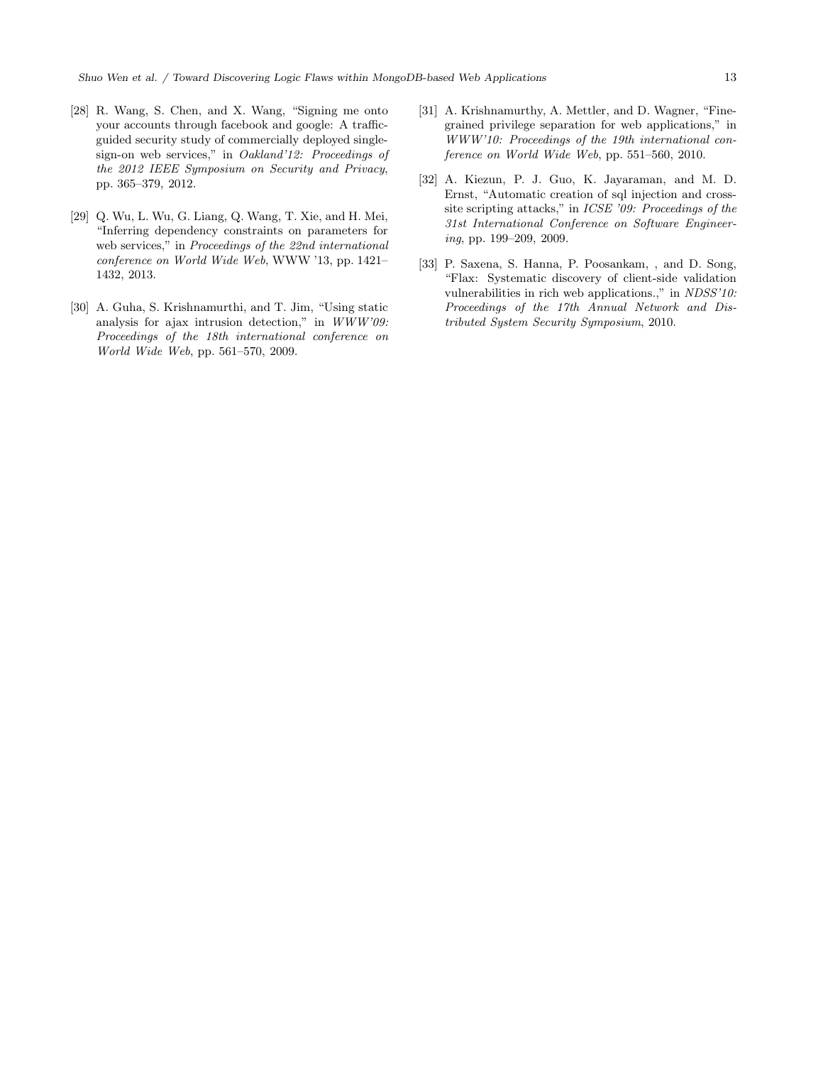[28] R. Wang, S. Chen, and X. Wang, “Signing me onto your accounts through facebook and google: A traffic-guided security study of commercially deployed single-sign-on web services,” in *Oakland’12: Proceedings of the 2012 IEEE Symposium on Security and Privacy*, pp. 365–379, 2012.

[29] Q. Wu, L. Wu, G. Liang, Q. Wang, T. Xie, and H. Mei, “Inferring dependency constraints on parameters for web services,” in *Proceedings of the 22nd international conference on World Wide Web*, WWW ’13, pp. 1421–1432, 2013.

[30] A. Guha, S. Krishnamurthi, and T. Jim, “Using static analysis for ajax intrusion detection,” in *WWW’09: Proceedings of the 18th international conference on World Wide Web*, pp. 561–570, 2009.

[31] A. Krishnamurthy, A. Mettler, and D. Wagner, “Fine-grained privilege separation for web applications,” in *WWW’10: Proceedings of the 19th international conference on World Wide Web*, pp. 551–560, 2010.

[32] A. Kiezun, P. J. Guo, K. Jayaraman, and M. D. Ernst, “Automatic creation of sql injection and cross-site scripting attacks,” in *ICSE ’09: Proceedings of the 31st International Conference on Software Engineering*, pp. 199–209, 2009.

[33] P. Saxena, S. Hanna, P. Poosankam, , and D. Song, “Flax: Systematic discovery of client-side validation vulnerabilities in rich web applications.,” in *NDSS’10: Proceedings of the 17th Annual Network and Distributed System Security Symposium*, 2010.